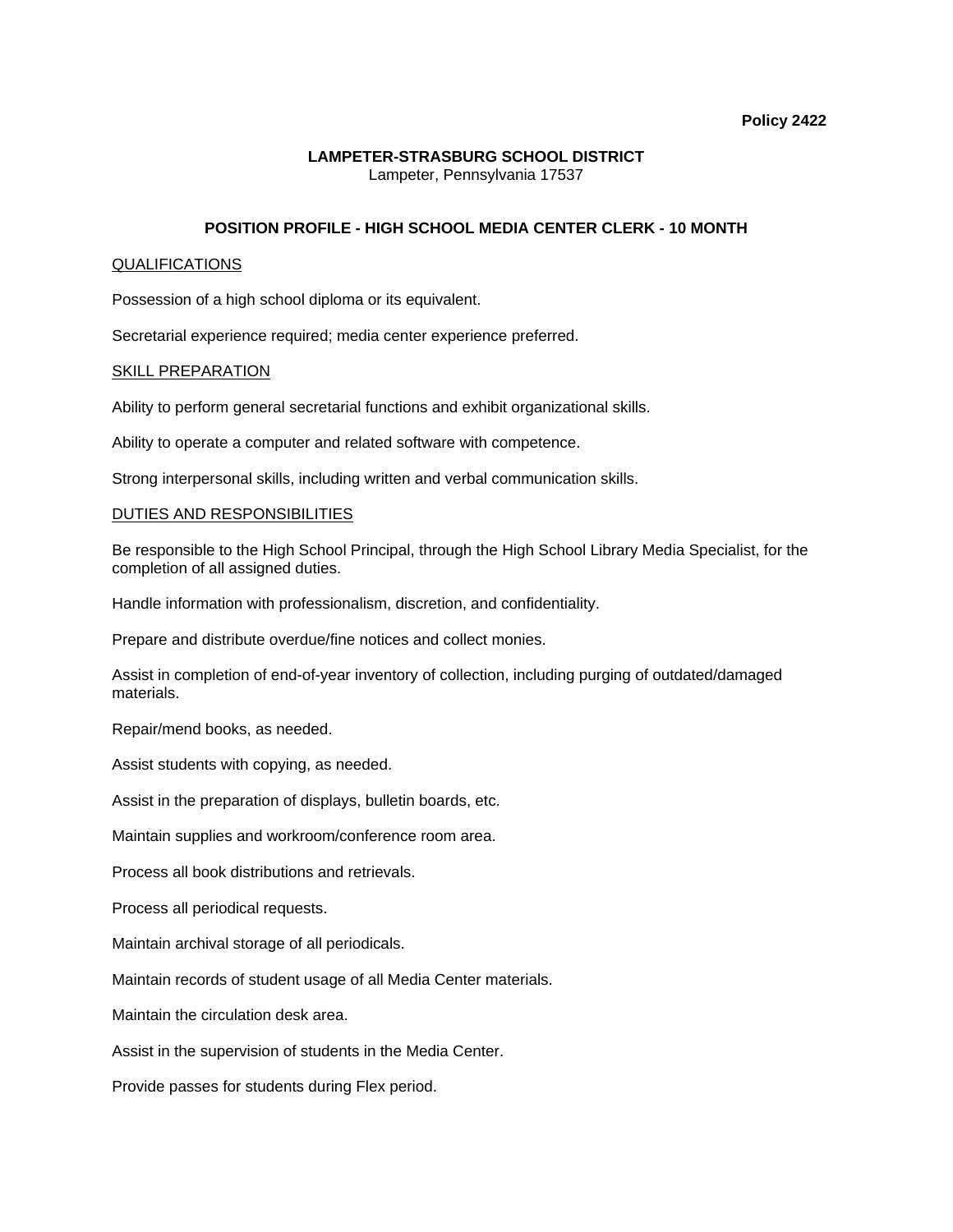**Policy 2422**

**LAMPETER-STRASBURG SCHOOL DISTRICT**
Lampeter, Pennsylvania 17537

## POSITION PROFILE - HIGH SCHOOL MEDIA CENTER CLERK - 10 MONTH

QUALIFICATIONS

Possession of a high school diploma or its equivalent.

Secretarial experience required; media center experience preferred.

SKILL PREPARATION

Ability to perform general secretarial functions and exhibit organizational skills.

Ability to operate a computer and related software with competence.

Strong interpersonal skills, including written and verbal communication skills.

DUTIES AND RESPONSIBILITIES

Be responsible to the High School Principal, through the High School Library Media Specialist, for the completion of all assigned duties.

Handle information with professionalism, discretion, and confidentiality.

Prepare and distribute overdue/fine notices and collect monies.

Assist in completion of end-of-year inventory of collection, including purging of outdated/damaged materials.

Repair/mend books, as needed.

Assist students with copying, as needed.

Assist in the preparation of displays, bulletin boards, etc.

Maintain supplies and workroom/conference room area.

Process all book distributions and retrievals.

Process all periodical requests.

Maintain archival storage of all periodicals.

Maintain records of student usage of all Media Center materials.

Maintain the circulation desk area.

Assist in the supervision of students in the Media Center.

Provide passes for students during Flex period.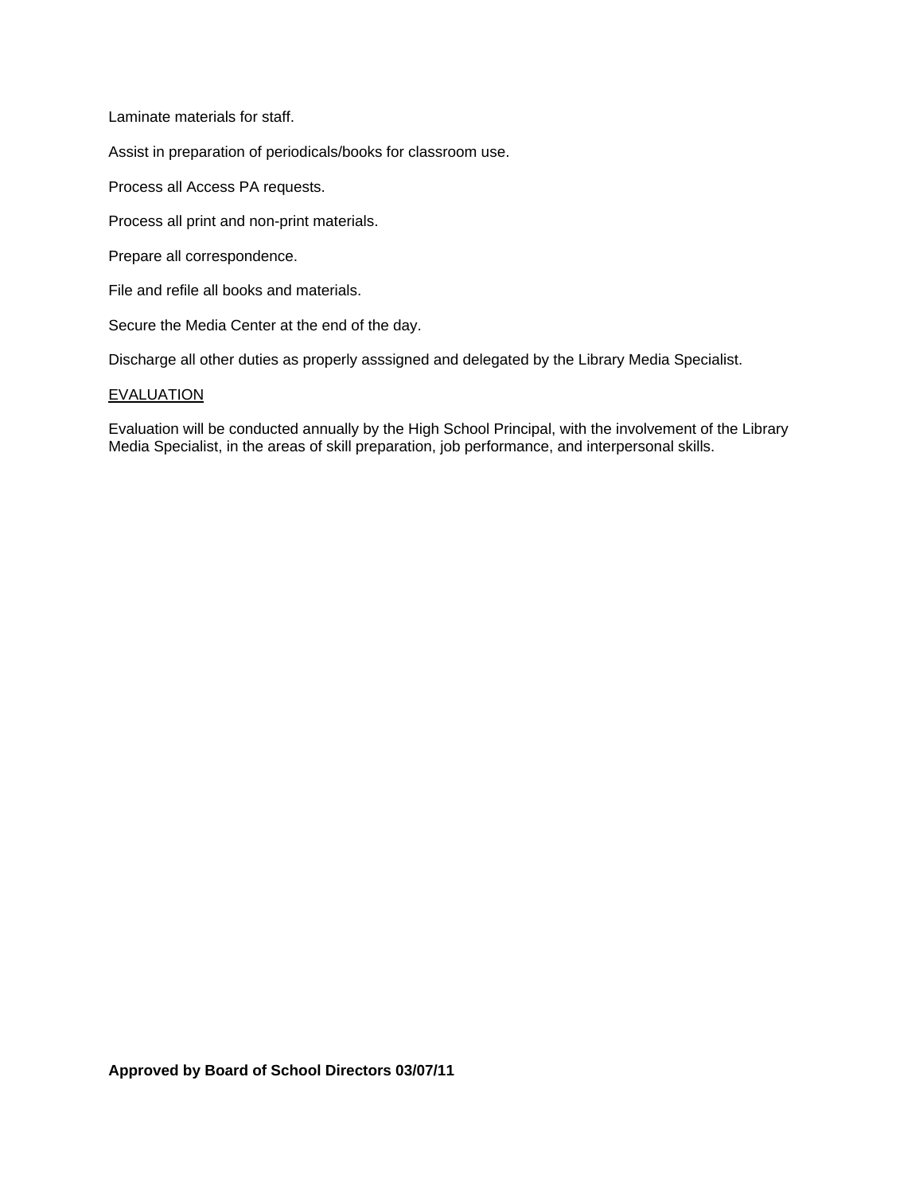Laminate materials for staff.

Assist in preparation of periodicals/books for classroom use.

Process all Access PA requests.

Process all print and non-print materials.

Prepare all correspondence.

File and refile all books and materials.

Secure the Media Center at the end of the day.

Discharge all other duties as properly asssigned and delegated by the Library Media Specialist.

EVALUATION

Evaluation will be conducted annually by the High School Principal, with the involvement of the Library Media Specialist, in the areas of skill preparation, job performance, and interpersonal skills.

**Approved by Board of School Directors 03/07/11**